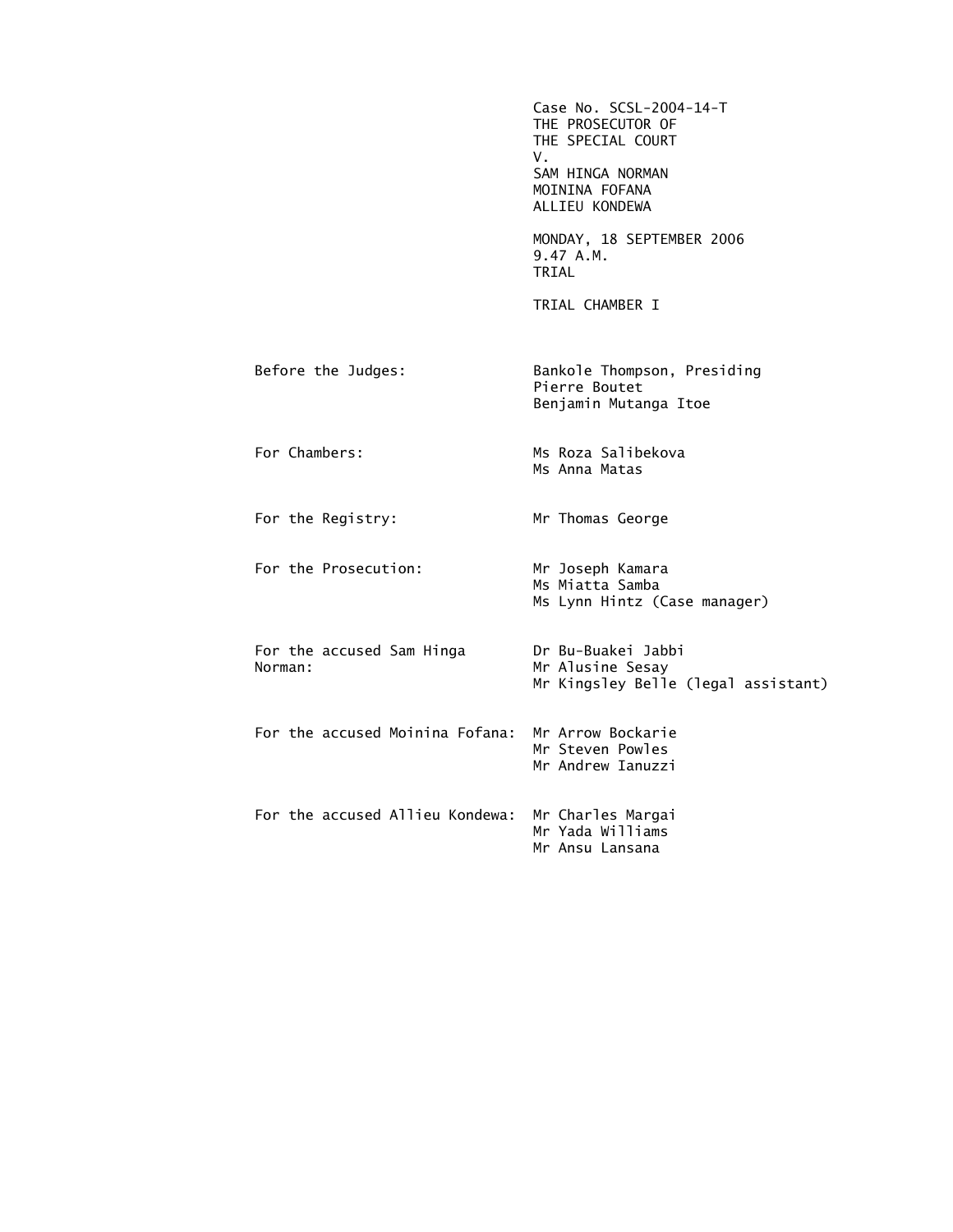Case No. SCSL-2004-14-T
THE PROSECUTOR OF
THE SPECIAL COURT
V.
SAM HINGA NORMAN
MOININA FOFANA
ALLIEU KONDEWA

MONDAY, 18 SEPTEMBER 2006
9.47 A.M.
TRIAL

TRIAL CHAMBER I

| | |
|---|---|
| Before the Judges: | Bankole Thompson, Presiding<br>Pierre Boutet<br>Benjamin Mutanga Itoe |
| For Chambers: | Ms Roza Salibekova<br>Ms Anna Matas |
| For the Registry: | Mr Thomas George |
| For the Prosecution: | Mr Joseph Kamara<br>Ms Miatta Samba<br>Ms Lynn Hintz (Case manager) |
| For the accused Sam Hinga Norman: | Dr Bu-Buakei Jabbi<br>Mr Alusine Sesay<br>Mr Kingsley Belle (legal assistant) |
| For the accused Moinina Fofana: | Mr Arrow Bockarie<br>Mr Steven Powles<br>Mr Andrew Ianuzzi |
| For the accused Allieu Kondewa: | Mr Charles Margai<br>Mr Yada Williams<br>Mr Ansu Lansana |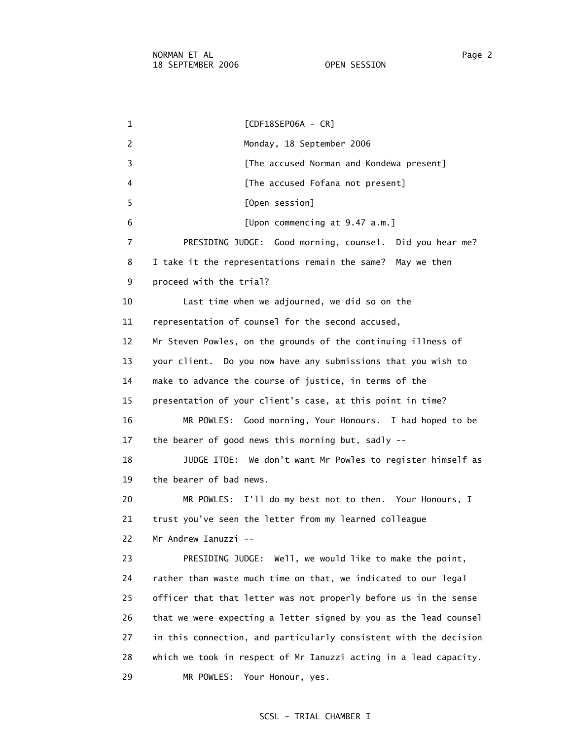[CDF18SEP06A - CR]

Monday, 18 September 2006

[The accused Norman and Kondewa present]

[The accused Fofana not present]

[Open session]

[Upon commencing at 9.47 a.m.]

PRESIDING JUDGE: Good morning, counsel. Did you hear me? I take it the representations remain the same? May we then proceed with the trial?

Last time when we adjourned, we did so on the representation of counsel for the second accused, Mr Steven Powles, on the grounds of the continuing illness of your client. Do you now have any submissions that you wish to make to advance the course of justice, in terms of the presentation of your client's case, at this point in time?

MR POWLES: Good morning, Your Honours. I had hoped to be the bearer of good news this morning but, sadly --

JUDGE ITOE: We don't want Mr Powles to register himself as the bearer of bad news.

MR POWLES: I'll do my best not to then. Your Honours, I trust you've seen the letter from my learned colleague Mr Andrew Ianuzzi --

PRESIDING JUDGE: Well, we would like to make the point, rather than waste much time on that, we indicated to our legal officer that that letter was not properly before us in the sense that we were expecting a letter signed by you as the lead counsel in this connection, and particularly consistent with the decision which we took in respect of Mr Ianuzzi acting in a lead capacity.

MR POWLES: Your Honour, yes.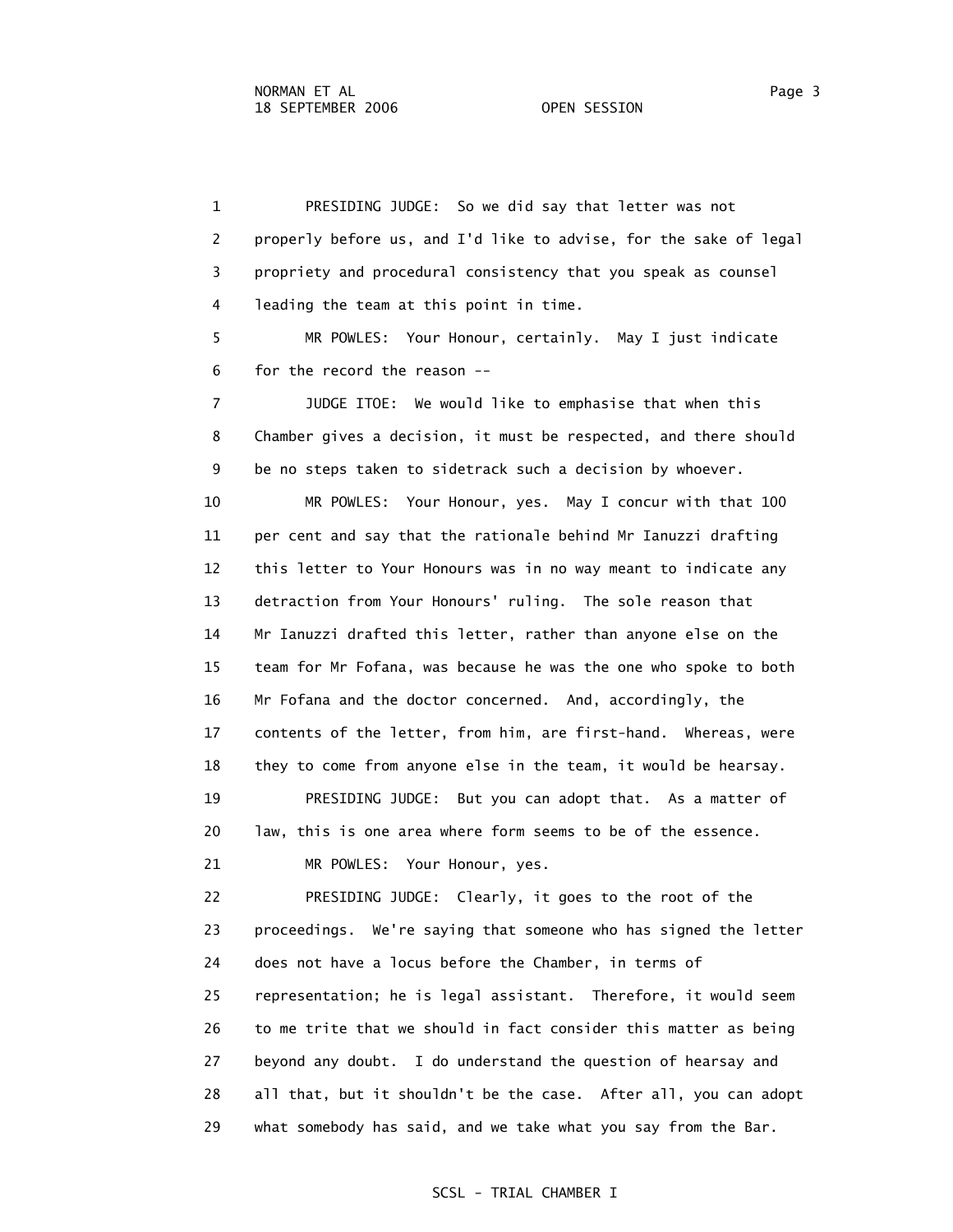1 PRESIDING JUDGE: So we did say that letter was not
2 properly before us, and I'd like to advise, for the sake of legal
3 propriety and procedural consistency that you speak as counsel
4 leading the team at this point in time.

5 MR POWLES: Your Honour, certainly. May I just indicate
6 for the record the reason --

7 JUDGE ITOE: We would like to emphasise that when this
8 Chamber gives a decision, it must be respected, and there should
9 be no steps taken to sidetrack such a decision by whoever.

10 MR POWLES: Your Honour, yes. May I concur with that 100
11 per cent and say that the rationale behind Mr Ianuzzi drafting
12 this letter to Your Honours was in no way meant to indicate any
13 detraction from Your Honours' ruling. The sole reason that
14 Mr Ianuzzi drafted this letter, rather than anyone else on the
15 team for Mr Fofana, was because he was the one who spoke to both
16 Mr Fofana and the doctor concerned. And, accordingly, the
17 contents of the letter, from him, are first-hand. Whereas, were
18 they to come from anyone else in the team, it would be hearsay.

19 PRESIDING JUDGE: But you can adopt that. As a matter of
20 law, this is one area where form seems to be of the essence.

21 MR POWLES: Your Honour, yes.

22 PRESIDING JUDGE: Clearly, it goes to the root of the
23 proceedings. We're saying that someone who has signed the letter
24 does not have a locus before the Chamber, in terms of
25 representation; he is legal assistant. Therefore, it would seem
26 to me trite that we should in fact consider this matter as being
27 beyond any doubt. I do understand the question of hearsay and
28 all that, but it shouldn't be the case. After all, you can adopt
29 what somebody has said, and we take what you say from the Bar.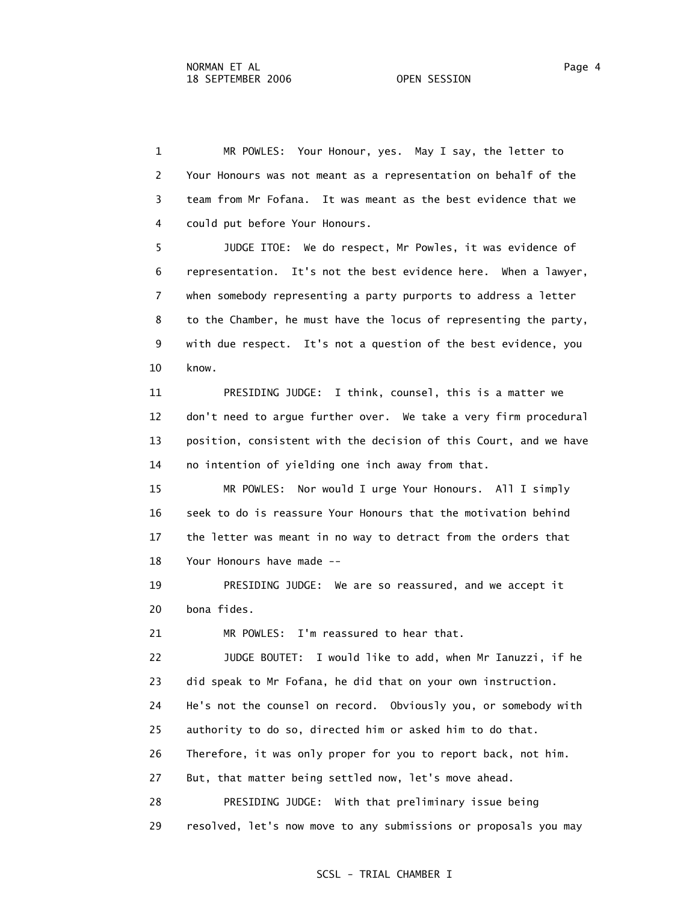1 MR POWLES: Your Honour, yes. May I say, the letter to
2 Your Honours was not meant as a representation on behalf of the
3 team from Mr Fofana. It was meant as the best evidence that we
4 could put before Your Honours.

5 JUDGE ITOE: We do respect, Mr Powles, it was evidence of
6 representation. It's not the best evidence here. When a lawyer,
7 when somebody representing a party purports to address a letter
8 to the Chamber, he must have the locus of representing the party,
9 with due respect. It's not a question of the best evidence, you
10 know.

11 PRESIDING JUDGE: I think, counsel, this is a matter we
12 don't need to argue further over. We take a very firm procedural
13 position, consistent with the decision of this Court, and we have
14 no intention of yielding one inch away from that.

15 MR POWLES: Nor would I urge Your Honours. All I simply
16 seek to do is reassure Your Honours that the motivation behind
17 the letter was meant in no way to detract from the orders that
18 Your Honours have made --

19 PRESIDING JUDGE: We are so reassured, and we accept it
20 bona fides.

21 MR POWLES: I'm reassured to hear that.

22 JUDGE BOUTET: I would like to add, when Mr Ianuzzi, if he
23 did speak to Mr Fofana, he did that on your own instruction.
24 He's not the counsel on record. Obviously you, or somebody with
25 authority to do so, directed him or asked him to do that.
26 Therefore, it was only proper for you to report back, not him.
27 But, that matter being settled now, let's move ahead.

28 PRESIDING JUDGE: With that preliminary issue being
29 resolved, let's now move to any submissions or proposals you may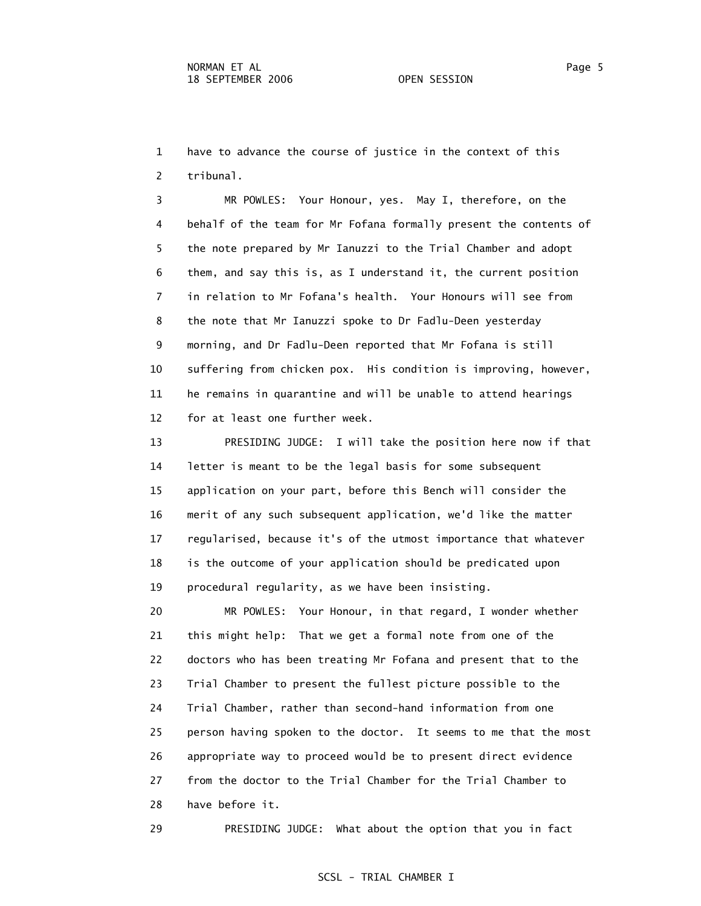have to advance the course of justice in the context of this tribunal.

MR POWLES: Your Honour, yes. May I, therefore, on the behalf of the team for Mr Fofana formally present the contents of the note prepared by Mr Ianuzzi to the Trial Chamber and adopt them, and say this is, as I understand it, the current position in relation to Mr Fofana's health. Your Honours will see from the note that Mr Ianuzzi spoke to Dr Fadlu-Deen yesterday morning, and Dr Fadlu-Deen reported that Mr Fofana is still suffering from chicken pox. His condition is improving, however, he remains in quarantine and will be unable to attend hearings for at least one further week.

PRESIDING JUDGE: I will take the position here now if that letter is meant to be the legal basis for some subsequent application on your part, before this Bench will consider the merit of any such subsequent application, we'd like the matter regularised, because it's of the utmost importance that whatever is the outcome of your application should be predicated upon procedural regularity, as we have been insisting.

MR POWLES: Your Honour, in that regard, I wonder whether this might help: That we get a formal note from one of the doctors who has been treating Mr Fofana and present that to the Trial Chamber to present the fullest picture possible to the Trial Chamber, rather than second-hand information from one person having spoken to the doctor. It seems to me that the most appropriate way to proceed would be to present direct evidence from the doctor to the Trial Chamber for the Trial Chamber to have before it.

PRESIDING JUDGE: What about the option that you in fact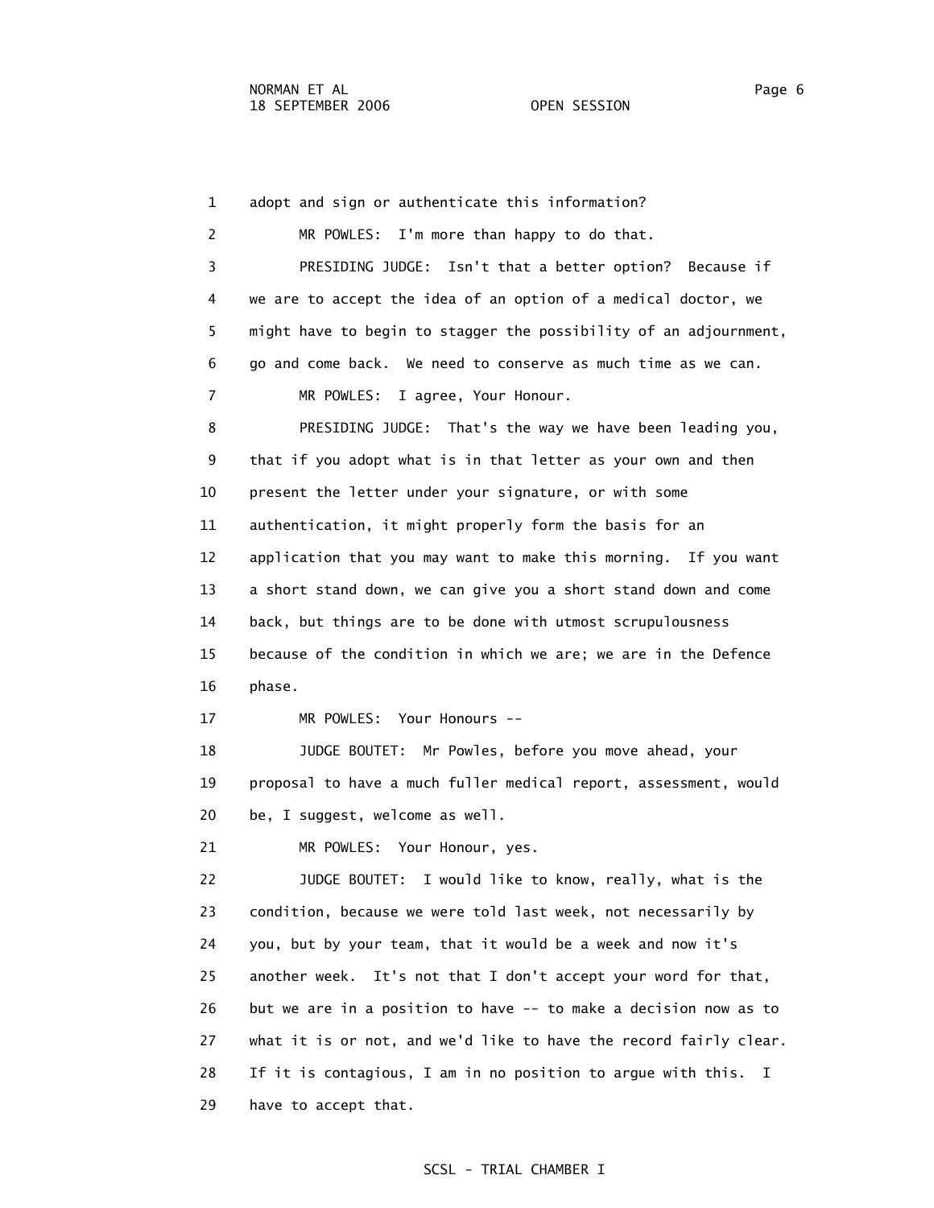1 adopt and sign or authenticate this information?

2 MR POWLES: I'm more than happy to do that.

3 PRESIDING JUDGE: Isn't that a better option? Because if

4 we are to accept the idea of an option of a medical doctor, we

5 might have to begin to stagger the possibility of an adjournment,

6 go and come back. We need to conserve as much time as we can.

7 MR POWLES: I agree, Your Honour.

8 PRESIDING JUDGE: That's the way we have been leading you,

9 that if you adopt what is in that letter as your own and then

10 present the letter under your signature, or with some

11 authentication, it might properly form the basis for an

12 application that you may want to make this morning. If you want

13 a short stand down, we can give you a short stand down and come

14 back, but things are to be done with utmost scrupulousness

15 because of the condition in which we are; we are in the Defence

16 phase.

17 MR POWLES: Your Honours --

18 JUDGE BOUTET: Mr Powles, before you move ahead, your

19 proposal to have a much fuller medical report, assessment, would

20 be, I suggest, welcome as well.

21 MR POWLES: Your Honour, yes.

22 JUDGE BOUTET: I would like to know, really, what is the

23 condition, because we were told last week, not necessarily by

24 you, but by your team, that it would be a week and now it's

25 another week. It's not that I don't accept your word for that,

26 but we are in a position to have -- to make a decision now as to

27 what it is or not, and we'd like to have the record fairly clear.

28 If it is contagious, I am in no position to argue with this. I

29 have to accept that.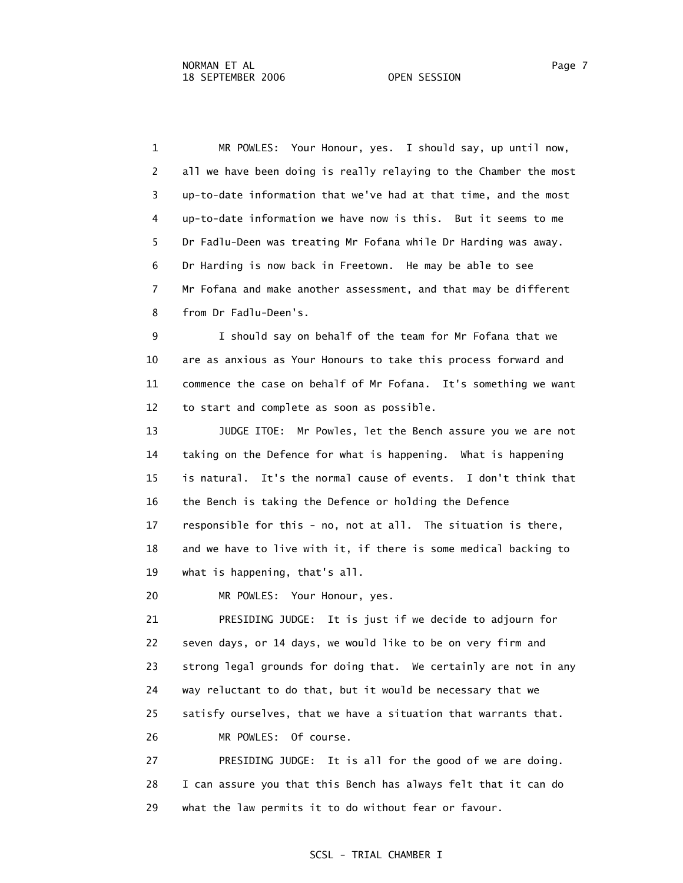1 MR POWLES: Your Honour, yes. I should say, up until now,
2 all we have been doing is really relaying to the Chamber the most
3 up-to-date information that we've had at that time, and the most
4 up-to-date information we have now is this. But it seems to me
5 Dr Fadlu-Deen was treating Mr Fofana while Dr Harding was away.
6 Dr Harding is now back in Freetown. He may be able to see
7 Mr Fofana and make another assessment, and that may be different
8 from Dr Fadlu-Deen's.
9 I should say on behalf of the team for Mr Fofana that we
10 are as anxious as Your Honours to take this process forward and
11 commence the case on behalf of Mr Fofana. It's something we want
12 to start and complete as soon as possible.
13 JUDGE ITOE: Mr Powles, let the Bench assure you we are not
14 taking on the Defence for what is happening. What is happening
15 is natural. It's the normal cause of events. I don't think that
16 the Bench is taking the Defence or holding the Defence
17 responsible for this - no, not at all. The situation is there,
18 and we have to live with it, if there is some medical backing to
19 what is happening, that's all.
20 MR POWLES: Your Honour, yes.
21 PRESIDING JUDGE: It is just if we decide to adjourn for
22 seven days, or 14 days, we would like to be on very firm and
23 strong legal grounds for doing that. We certainly are not in any
24 way reluctant to do that, but it would be necessary that we
25 satisfy ourselves, that we have a situation that warrants that.
26 MR POWLES: Of course.
27 PRESIDING JUDGE: It is all for the good of we are doing.
28 I can assure you that this Bench has always felt that it can do
29 what the law permits it to do without fear or favour.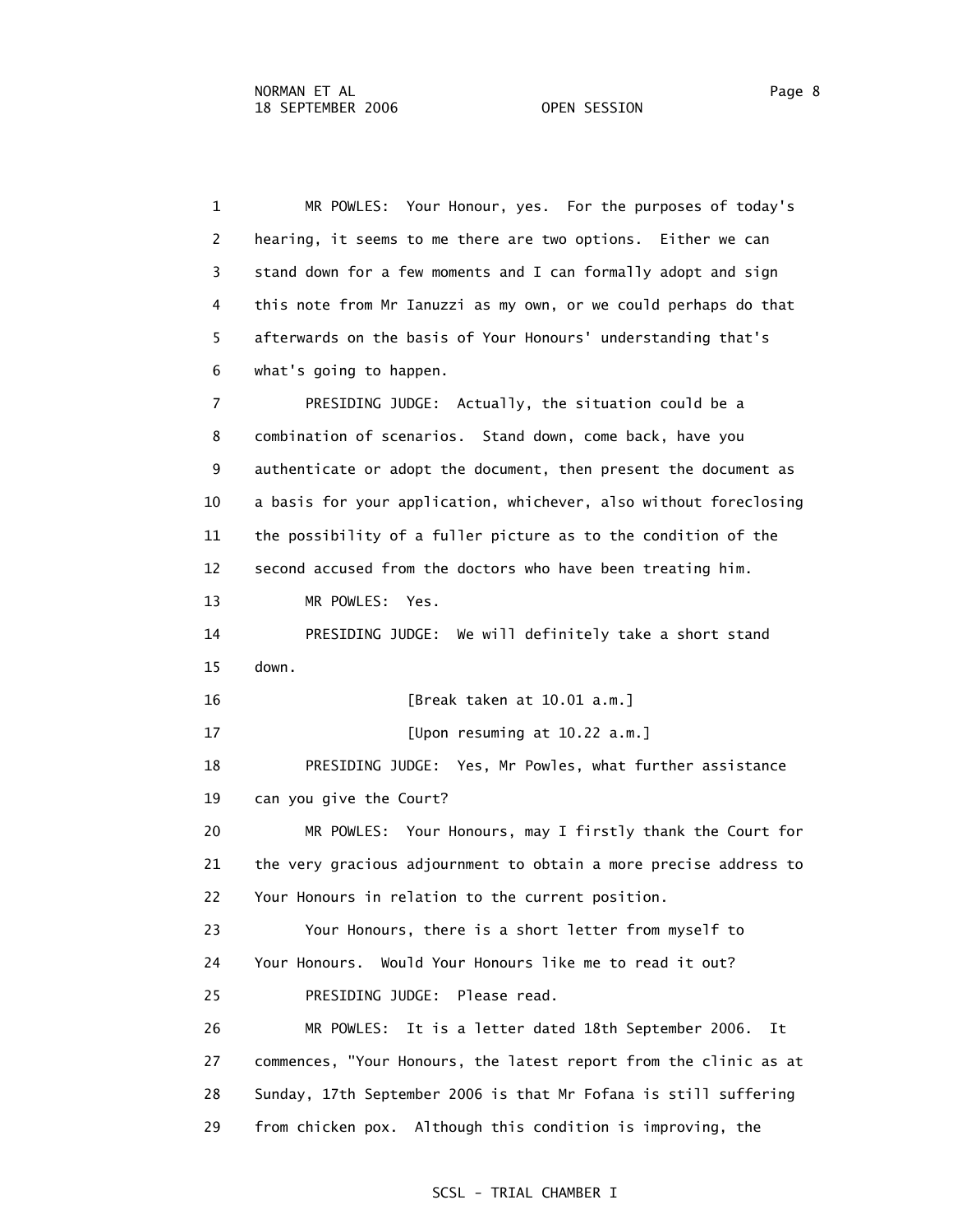MR POWLES: Your Honour, yes. For the purposes of today's hearing, it seems to me there are two options. Either we can stand down for a few moments and I can formally adopt and sign this note from Mr Ianuzzi as my own, or we could perhaps do that afterwards on the basis of Your Honours' understanding that's what's going to happen.

PRESIDING JUDGE: Actually, the situation could be a combination of scenarios. Stand down, come back, have you authenticate or adopt the document, then present the document as a basis for your application, whichever, also without foreclosing the possibility of a fuller picture as to the condition of the second accused from the doctors who have been treating him.

MR POWLES: Yes.

PRESIDING JUDGE: We will definitely take a short stand down.

[Break taken at 10.01 a.m.]

[Upon resuming at 10.22 a.m.]

PRESIDING JUDGE: Yes, Mr Powles, what further assistance can you give the Court?

MR POWLES: Your Honours, may I firstly thank the Court for the very gracious adjournment to obtain a more precise address to Your Honours in relation to the current position.

Your Honours, there is a short letter from myself to Your Honours. Would Your Honours like me to read it out?

PRESIDING JUDGE: Please read.

MR POWLES: It is a letter dated 18th September 2006. It commences, "Your Honours, the latest report from the clinic as at Sunday, 17th September 2006 is that Mr Fofana is still suffering from chicken pox. Although this condition is improving, the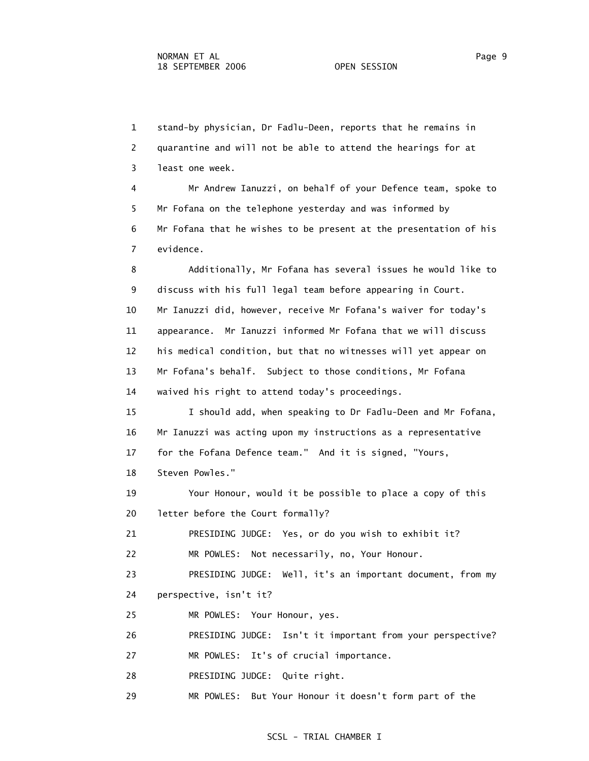stand-by physician, Dr Fadlu-Deen, reports that he remains in quarantine and will not be able to attend the hearings for at least one week.

Mr Andrew Ianuzzi, on behalf of your Defence team, spoke to Mr Fofana on the telephone yesterday and was informed by Mr Fofana that he wishes to be present at the presentation of his evidence.

Additionally, Mr Fofana has several issues he would like to discuss with his full legal team before appearing in Court. Mr Ianuzzi did, however, receive Mr Fofana's waiver for today's appearance. Mr Ianuzzi informed Mr Fofana that we will discuss his medical condition, but that no witnesses will yet appear on Mr Fofana's behalf. Subject to those conditions, Mr Fofana waived his right to attend today's proceedings.

I should add, when speaking to Dr Fadlu-Deen and Mr Fofana, Mr Ianuzzi was acting upon my instructions as a representative for the Fofana Defence team." And it is signed, "Yours, Steven Powles."

Your Honour, would it be possible to place a copy of this letter before the Court formally?

PRESIDING JUDGE: Yes, or do you wish to exhibit it?

MR POWLES: Not necessarily, no, Your Honour.

PRESIDING JUDGE: Well, it's an important document, from my perspective, isn't it?

MR POWLES: Your Honour, yes.

PRESIDING JUDGE: Isn't it important from your perspective?

MR POWLES: It's of crucial importance.

PRESIDING JUDGE: Quite right.

MR POWLES: But Your Honour it doesn't form part of the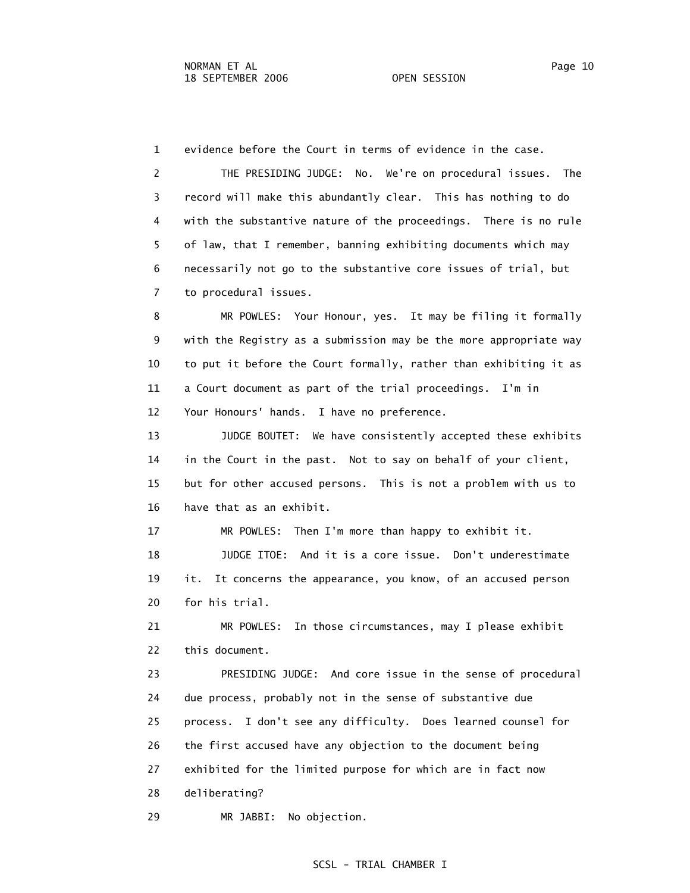evidence before the Court in terms of evidence in the case.

THE PRESIDING JUDGE: No. We're on procedural issues. The record will make this abundantly clear. This has nothing to do with the substantive nature of the proceedings. There is no rule of law, that I remember, banning exhibiting documents which may necessarily not go to the substantive core issues of trial, but to procedural issues.

MR POWLES: Your Honour, yes. It may be filing it formally with the Registry as a submission may be the more appropriate way to put it before the Court formally, rather than exhibiting it as a Court document as part of the trial proceedings. I'm in Your Honours' hands. I have no preference.

JUDGE BOUTET: We have consistently accepted these exhibits in the Court in the past. Not to say on behalf of your client, but for other accused persons. This is not a problem with us to have that as an exhibit.

MR POWLES: Then I'm more than happy to exhibit it.

JUDGE ITOE: And it is a core issue. Don't underestimate it. It concerns the appearance, you know, of an accused person for his trial.

MR POWLES: In those circumstances, may I please exhibit this document.

PRESIDING JUDGE: And core issue in the sense of procedural due process, probably not in the sense of substantive due process. I don't see any difficulty. Does learned counsel for the first accused have any objection to the document being exhibited for the limited purpose for which are in fact now deliberating?

MR JABBI: No objection.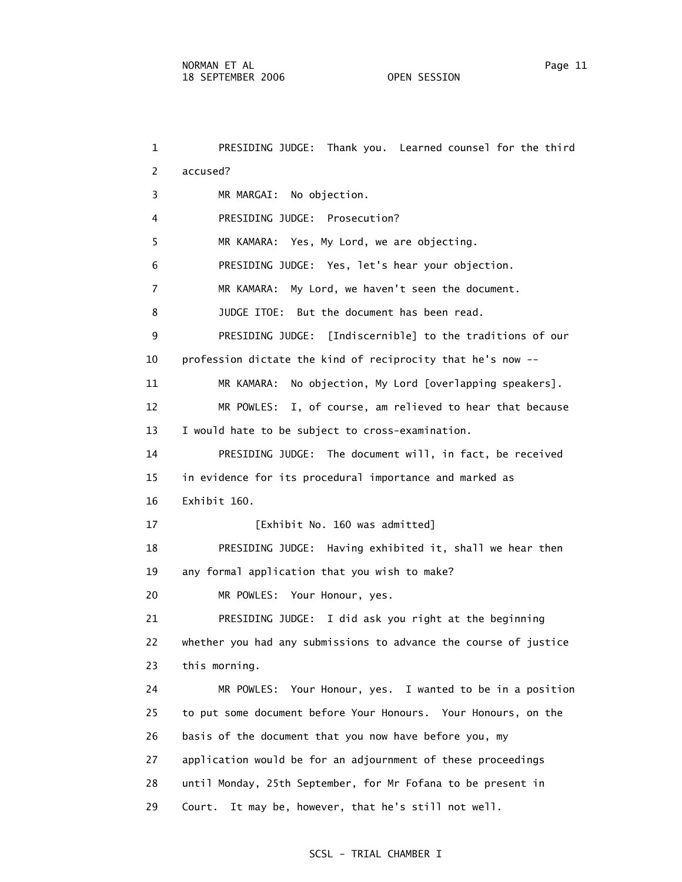PRESIDING JUDGE: Thank you. Learned counsel for the third accused?

MR MARGAI: No objection.

PRESIDING JUDGE: Prosecution?

MR KAMARA: Yes, My Lord, we are objecting.

PRESIDING JUDGE: Yes, let's hear your objection.

MR KAMARA: My Lord, we haven't seen the document.

JUDGE ITOE: But the document has been read.

PRESIDING JUDGE: [Indiscernible] to the traditions of our profession dictate the kind of reciprocity that he's now --

MR KAMARA: No objection, My Lord [overlapping speakers].

MR POWLES: I, of course, am relieved to hear that because I would hate to be subject to cross-examination.

PRESIDING JUDGE: The document will, in fact, be received in evidence for its procedural importance and marked as Exhibit 160.

[Exhibit No. 160 was admitted]

PRESIDING JUDGE: Having exhibited it, shall we hear then any formal application that you wish to make?

MR POWLES: Your Honour, yes.

PRESIDING JUDGE: I did ask you right at the beginning whether you had any submissions to advance the course of justice this morning.

MR POWLES: Your Honour, yes. I wanted to be in a position to put some document before Your Honours. Your Honours, on the basis of the document that you now have before you, my application would be for an adjournment of these proceedings until Monday, 25th September, for Mr Fofana to be present in Court. It may be, however, that he's still not well.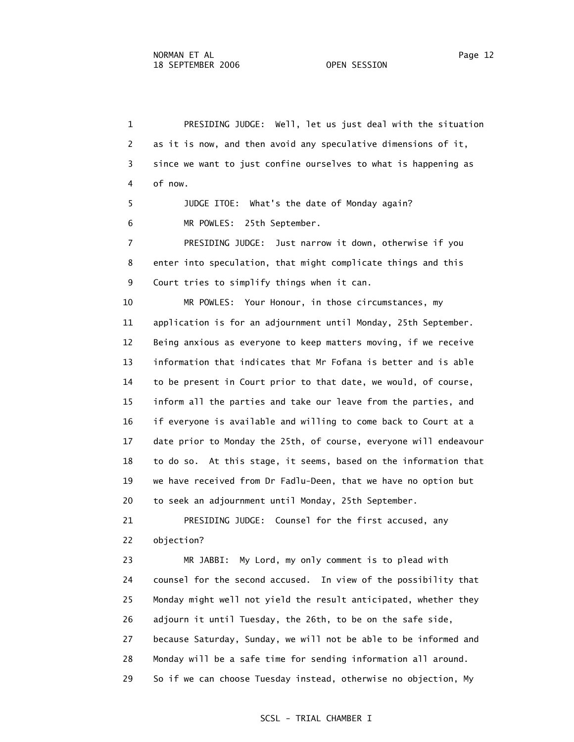PRESIDING JUDGE: Well, let us just deal with the situation as it is now, and then avoid any speculative dimensions of it, since we want to just confine ourselves to what is happening as of now.

JUDGE ITOE: What's the date of Monday again?

MR POWLES: 25th September.

PRESIDING JUDGE: Just narrow it down, otherwise if you enter into speculation, that might complicate things and this Court tries to simplify things when it can.

MR POWLES: Your Honour, in those circumstances, my application is for an adjournment until Monday, 25th September. Being anxious as everyone to keep matters moving, if we receive information that indicates that Mr Fofana is better and is able to be present in Court prior to that date, we would, of course, inform all the parties and take our leave from the parties, and if everyone is available and willing to come back to Court at a date prior to Monday the 25th, of course, everyone will endeavour to do so. At this stage, it seems, based on the information that we have received from Dr Fadlu-Deen, that we have no option but to seek an adjournment until Monday, 25th September.

PRESIDING JUDGE: Counsel for the first accused, any objection?

MR JABBI: My Lord, my only comment is to plead with counsel for the second accused. In view of the possibility that Monday might well not yield the result anticipated, whether they adjourn it until Tuesday, the 26th, to be on the safe side, because Saturday, Sunday, we will not be able to be informed and Monday will be a safe time for sending information all around. So if we can choose Tuesday instead, otherwise no objection, My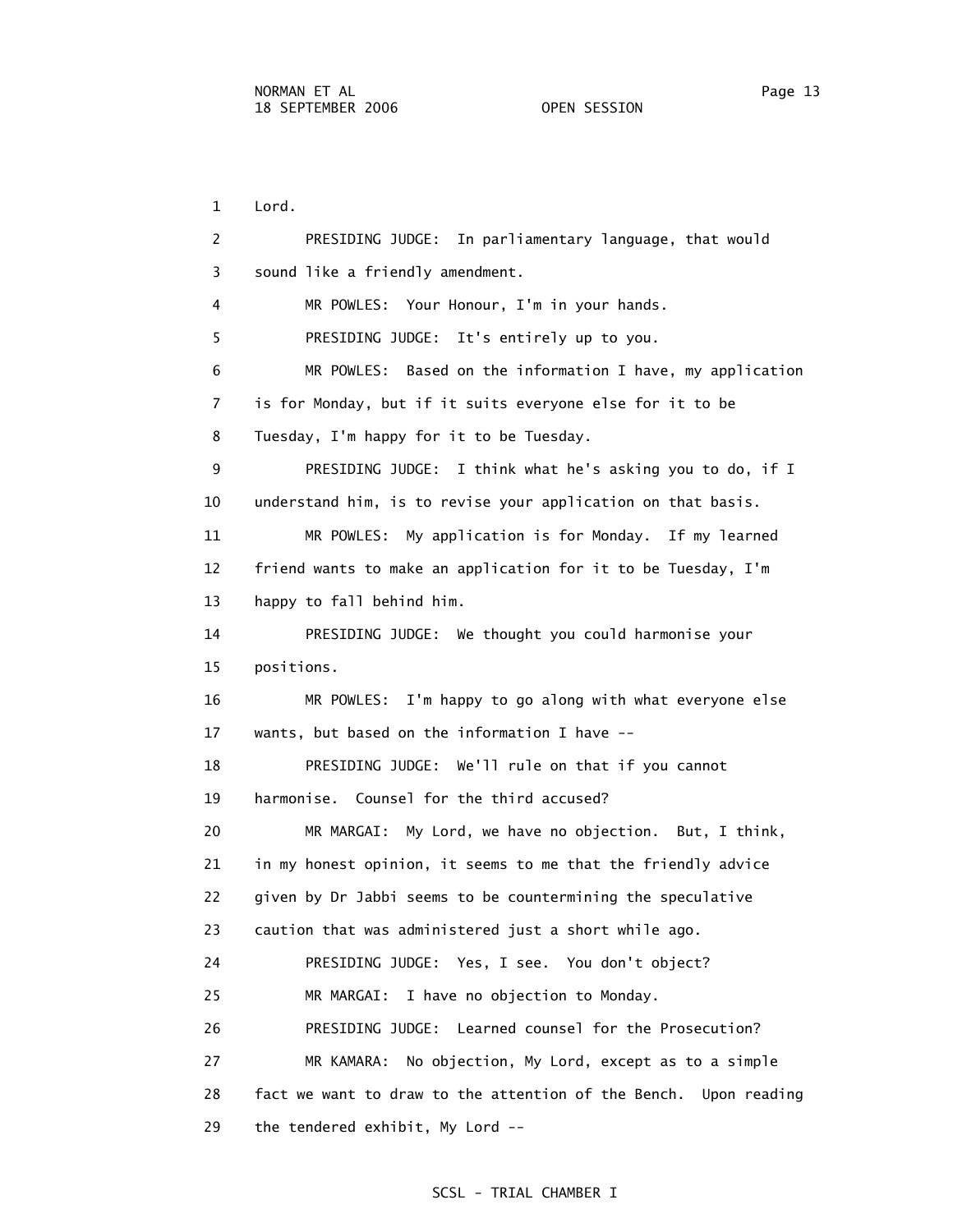Lord.

PRESIDING JUDGE: In parliamentary language, that would sound like a friendly amendment.

MR POWLES: Your Honour, I'm in your hands.

PRESIDING JUDGE: It's entirely up to you.

MR POWLES: Based on the information I have, my application is for Monday, but if it suits everyone else for it to be Tuesday, I'm happy for it to be Tuesday.

PRESIDING JUDGE: I think what he's asking you to do, if I understand him, is to revise your application on that basis.

MR POWLES: My application is for Monday. If my learned friend wants to make an application for it to be Tuesday, I'm happy to fall behind him.

PRESIDING JUDGE: We thought you could harmonise your positions.

MR POWLES: I'm happy to go along with what everyone else wants, but based on the information I have --

PRESIDING JUDGE: We'll rule on that if you cannot harmonise. Counsel for the third accused?

MR MARGAI: My Lord, we have no objection. But, I think, in my honest opinion, it seems to me that the friendly advice given by Dr Jabbi seems to be countermining the speculative caution that was administered just a short while ago.

PRESIDING JUDGE: Yes, I see. You don't object?

MR MARGAI: I have no objection to Monday.

PRESIDING JUDGE: Learned counsel for the Prosecution?

MR KAMARA: No objection, My Lord, except as to a simple fact we want to draw to the attention of the Bench. Upon reading the tendered exhibit, My Lord --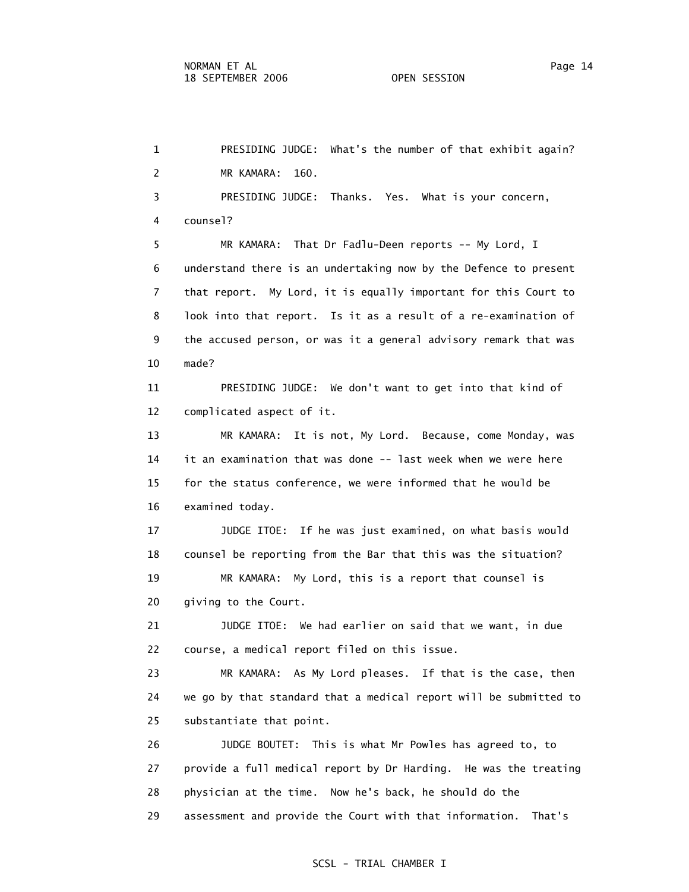1 PRESIDING JUDGE: What's the number of that exhibit again?

2 MR KAMARA: 160.

3 PRESIDING JUDGE: Thanks. Yes. What is your concern,

4 counsel?

5 MR KAMARA: That Dr Fadlu-Deen reports -- My Lord, I

6 understand there is an undertaking now by the Defence to present

7 that report. My Lord, it is equally important for this Court to

8 look into that report. Is it as a result of a re-examination of

9 the accused person, or was it a general advisory remark that was

10 made?

11 PRESIDING JUDGE: We don't want to get into that kind of

12 complicated aspect of it.

13 MR KAMARA: It is not, My Lord. Because, come Monday, was

14 it an examination that was done -- last week when we were here

15 for the status conference, we were informed that he would be

16 examined today.

17 JUDGE ITOE: If he was just examined, on what basis would

18 counsel be reporting from the Bar that this was the situation?

19 MR KAMARA: My Lord, this is a report that counsel is

20 giving to the Court.

21 JUDGE ITOE: We had earlier on said that we want, in due

22 course, a medical report filed on this issue.

23 MR KAMARA: As My Lord pleases. If that is the case, then

24 we go by that standard that a medical report will be submitted to

25 substantiate that point.

26 JUDGE BOUTET: This is what Mr Powles has agreed to, to

27 provide a full medical report by Dr Harding. He was the treating

28 physician at the time. Now he's back, he should do the

29 assessment and provide the Court with that information. That's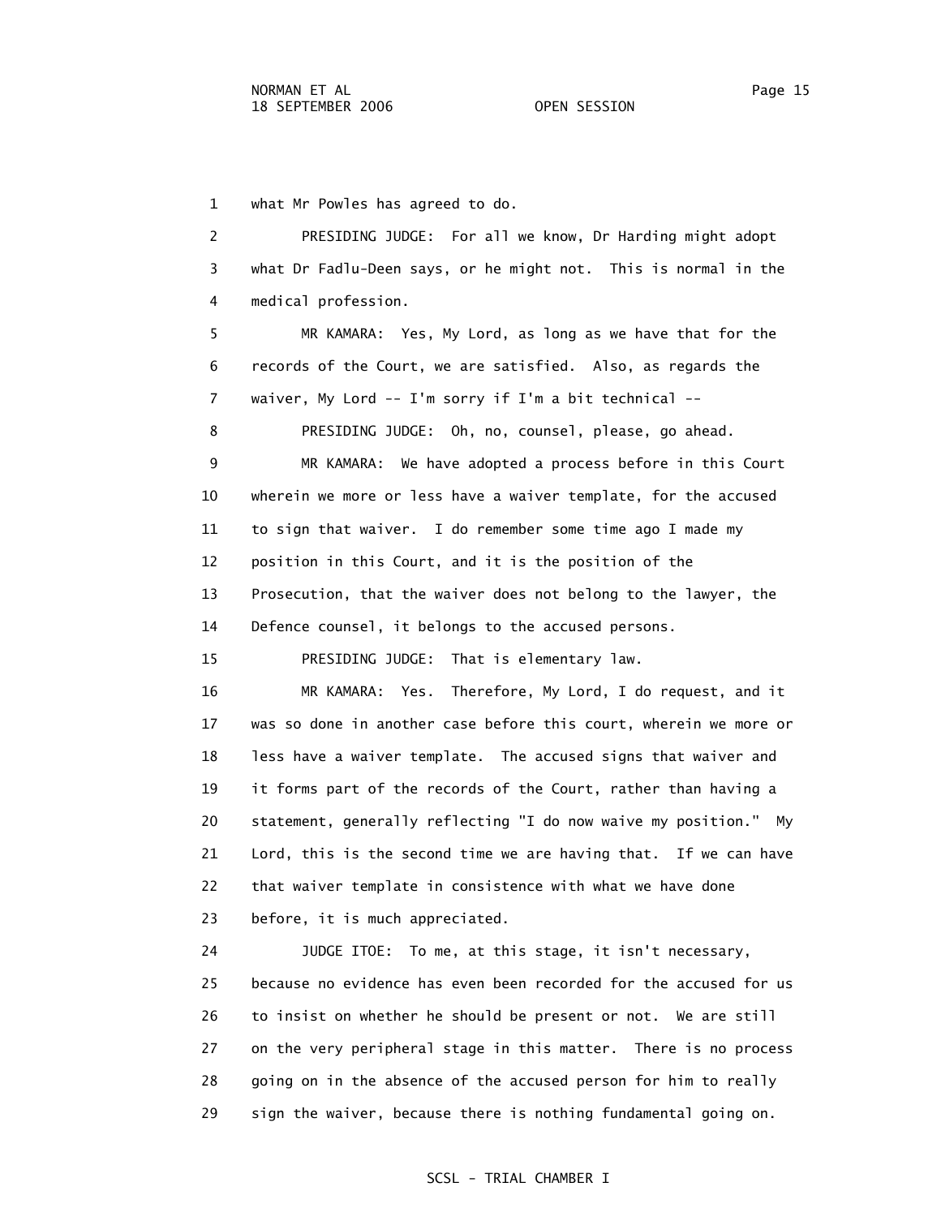1 what Mr Powles has agreed to do.

2 PRESIDING JUDGE: For all we know, Dr Harding might adopt
3 what Dr Fadlu-Deen says, or he might not. This is normal in the
4 medical profession.

5 MR KAMARA: Yes, My Lord, as long as we have that for the
6 records of the Court, we are satisfied. Also, as regards the
7 waiver, My Lord -- I'm sorry if I'm a bit technical --

8 PRESIDING JUDGE: Oh, no, counsel, please, go ahead.

9 MR KAMARA: We have adopted a process before in this Court
10 wherein we more or less have a waiver template, for the accused
11 to sign that waiver. I do remember some time ago I made my
12 position in this Court, and it is the position of the
13 Prosecution, that the waiver does not belong to the lawyer, the
14 Defence counsel, it belongs to the accused persons.

15 PRESIDING JUDGE: That is elementary law.

16 MR KAMARA: Yes. Therefore, My Lord, I do request, and it
17 was so done in another case before this court, wherein we more or
18 less have a waiver template. The accused signs that waiver and
19 it forms part of the records of the Court, rather than having a
20 statement, generally reflecting "I do now waive my position." My
21 Lord, this is the second time we are having that. If we can have
22 that waiver template in consistence with what we have done
23 before, it is much appreciated.

24 JUDGE ITOE: To me, at this stage, it isn't necessary,
25 because no evidence has even been recorded for the accused for us
26 to insist on whether he should be present or not. We are still
27 on the very peripheral stage in this matter. There is no process
28 going on in the absence of the accused person for him to really
29 sign the waiver, because there is nothing fundamental going on.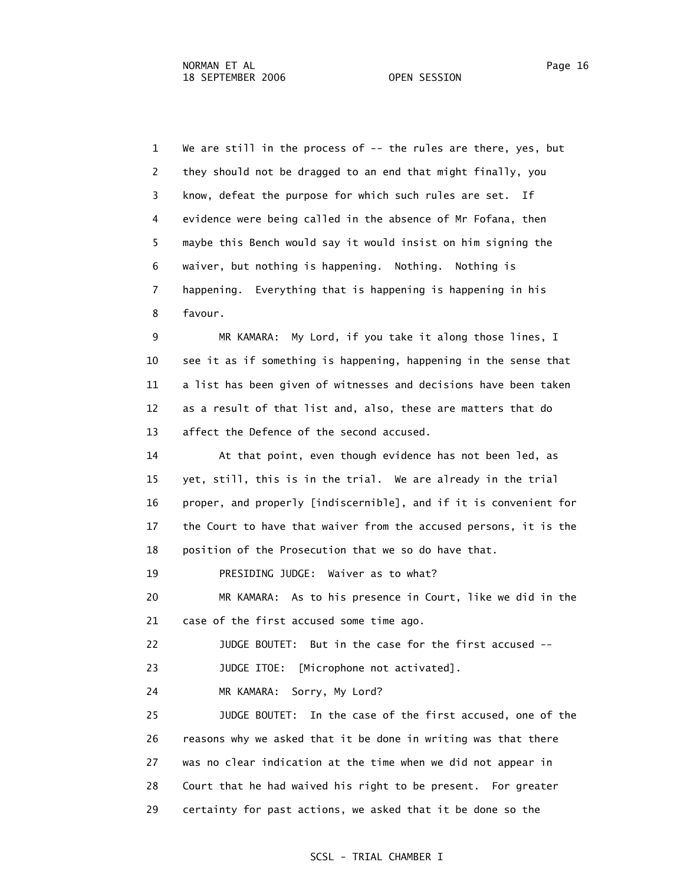1 We are still in the process of -- the rules are there, yes, but
2 they should not be dragged to an end that might finally, you
3 know, defeat the purpose for which such rules are set. If
4 evidence were being called in the absence of Mr Fofana, then
5 maybe this Bench would say it would insist on him signing the
6 waiver, but nothing is happening. Nothing. Nothing is
7 happening. Everything that is happening is happening in his
8 favour.

9 MR KAMARA: My Lord, if you take it along those lines, I
10 see it as if something is happening, happening in the sense that
11 a list has been given of witnesses and decisions have been taken
12 as a result of that list and, also, these are matters that do
13 affect the Defence of the second accused.

14 At that point, even though evidence has not been led, as
15 yet, still, this is in the trial. We are already in the trial
16 proper, and properly [indiscernible], and if it is convenient for
17 the Court to have that waiver from the accused persons, it is the
18 position of the Prosecution that we so do have that.

19 PRESIDING JUDGE: Waiver as to what?

20 MR KAMARA: As to his presence in Court, like we did in the
21 case of the first accused some time ago.

22 JUDGE BOUTET: But in the case for the first accused --

23 JUDGE ITOE: [Microphone not activated].

24 MR KAMARA: Sorry, My Lord?

25 JUDGE BOUTET: In the case of the first accused, one of the
26 reasons why we asked that it be done in writing was that there
27 was no clear indication at the time when we did not appear in
28 Court that he had waived his right to be present. For greater
29 certainty for past actions, we asked that it be done so the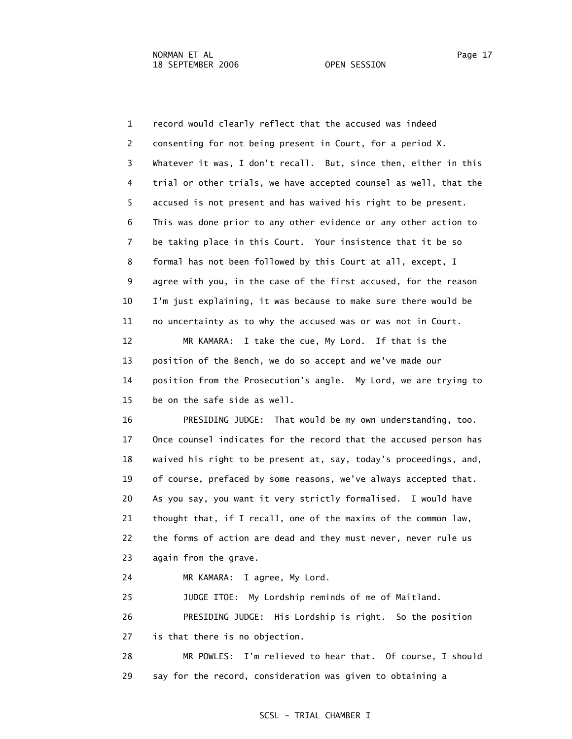1 record would clearly reflect that the accused was indeed
2 consenting for not being present in Court, for a period X.
3 Whatever it was, I don't recall. But, since then, either in this
4 trial or other trials, we have accepted counsel as well, that the
5 accused is not present and has waived his right to be present.
6 This was done prior to any other evidence or any other action to
7 be taking place in this Court. Your insistence that it be so
8 formal has not been followed by this Court at all, except, I
9 agree with you, in the case of the first accused, for the reason
10 I'm just explaining, it was because to make sure there would be
11 no uncertainty as to why the accused was or was not in Court.
12 MR KAMARA: I take the cue, My Lord. If that is the
13 position of the Bench, we do so accept and we've made our
14 position from the Prosecution's angle. My Lord, we are trying to
15 be on the safe side as well.
16 PRESIDING JUDGE: That would be my own understanding, too.
17 Once counsel indicates for the record that the accused person has
18 waived his right to be present at, say, today's proceedings, and,
19 of course, prefaced by some reasons, we've always accepted that.
20 As you say, you want it very strictly formalised. I would have
21 thought that, if I recall, one of the maxims of the common law,
22 the forms of action are dead and they must never, never rule us
23 again from the grave.
24 MR KAMARA: I agree, My Lord.
25 JUDGE ITOE: My Lordship reminds of me of Maitland.
26 PRESIDING JUDGE: His Lordship is right. So the position
27 is that there is no objection.
28 MR POWLES: I'm relieved to hear that. Of course, I should
29 say for the record, consideration was given to obtaining a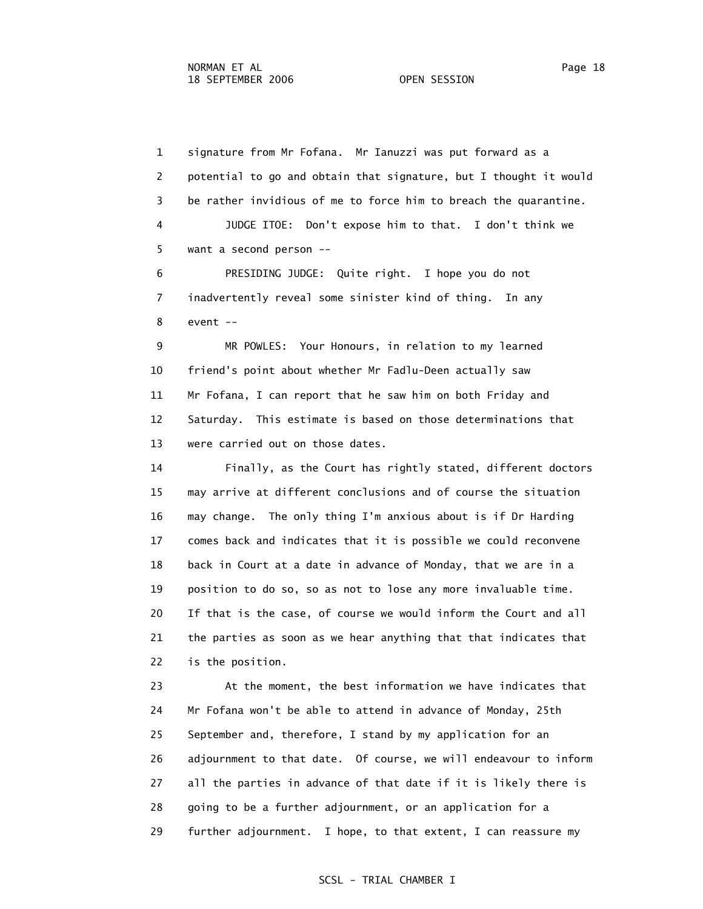signature from Mr Fofana. Mr Ianuzzi was put forward as a potential to go and obtain that signature, but I thought it would be rather invidious of me to force him to breach the quarantine.

JUDGE ITOE: Don't expose him to that. I don't think we want a second person --

PRESIDING JUDGE: Quite right. I hope you do not inadvertently reveal some sinister kind of thing. In any event --

MR POWLES: Your Honours, in relation to my learned friend's point about whether Mr Fadlu-Deen actually saw Mr Fofana, I can report that he saw him on both Friday and Saturday. This estimate is based on those determinations that were carried out on those dates.

Finally, as the Court has rightly stated, different doctors may arrive at different conclusions and of course the situation may change. The only thing I'm anxious about is if Dr Harding comes back and indicates that it is possible we could reconvene back in Court at a date in advance of Monday, that we are in a position to do so, so as not to lose any more invaluable time. If that is the case, of course we would inform the Court and all the parties as soon as we hear anything that that indicates that is the position.

At the moment, the best information we have indicates that Mr Fofana won't be able to attend in advance of Monday, 25th September and, therefore, I stand by my application for an adjournment to that date. Of course, we will endeavour to inform all the parties in advance of that date if it is likely there is going to be a further adjournment, or an application for a further adjournment. I hope, to that extent, I can reassure my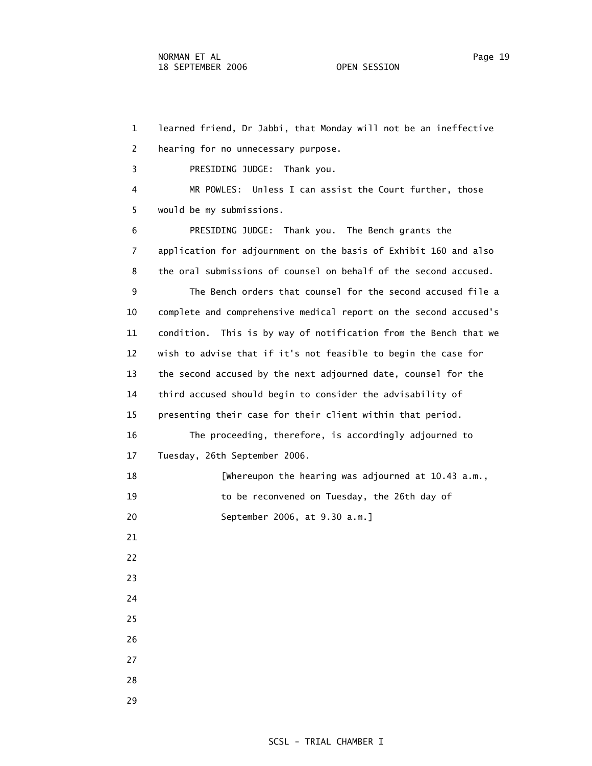learned friend, Dr Jabbi, that Monday will not be an ineffective hearing for no unnecessary purpose.

PRESIDING JUDGE: Thank you.

MR POWLES: Unless I can assist the Court further, those would be my submissions.

PRESIDING JUDGE: Thank you. The Bench grants the application for adjournment on the basis of Exhibit 160 and also the oral submissions of counsel on behalf of the second accused.

The Bench orders that counsel for the second accused file a complete and comprehensive medical report on the second accused's condition. This is by way of notification from the Bench that we wish to advise that if it's not feasible to begin the case for the second accused by the next adjourned date, counsel for the third accused should begin to consider the advisability of presenting their case for their client within that period.

The proceeding, therefore, is accordingly adjourned to Tuesday, 26th September 2006.

[Whereupon the hearing was adjourned at 10.43 a.m., to be reconvened on Tuesday, the 26th day of September 2006, at 9.30 a.m.]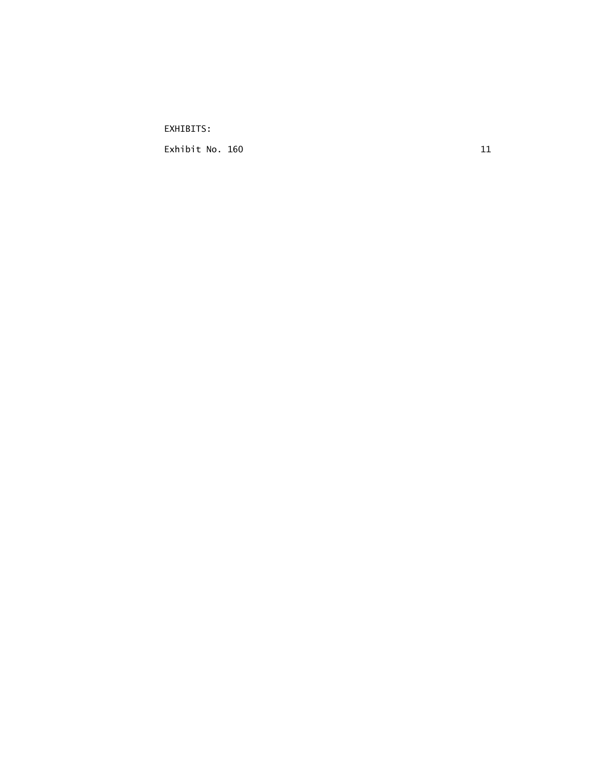EXHIBITS:

| | |
|---|---|
| Exhibit No. 160 | 11 |